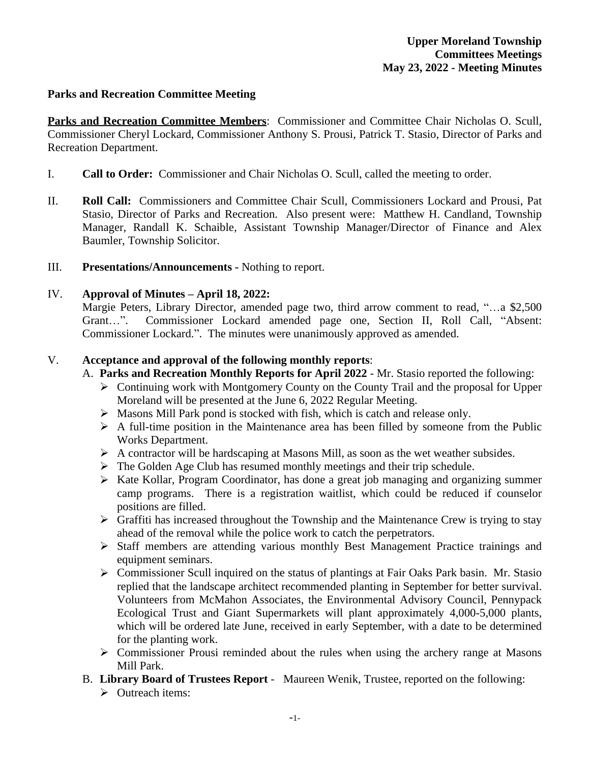**Upper Moreland Township**
**Committees Meetings**
**May 23, 2022 - Meeting Minutes**

**Parks and Recreation Committee Meeting**

**Parks and Recreation Committee Members**: Commissioner and Committee Chair Nicholas O. Scull, Commissioner Cheryl Lockard, Commissioner Anthony S. Prousi, Patrick T. Stasio, Director of Parks and Recreation Department.

I. **Call to Order:** Commissioner and Chair Nicholas O. Scull, called the meeting to order.

II. **Roll Call:** Commissioners and Committee Chair Scull, Commissioners Lockard and Prousi, Pat Stasio, Director of Parks and Recreation. Also present were: Matthew H. Candland, Township Manager, Randall K. Schaible, Assistant Township Manager/Director of Finance and Alex Baumler, Township Solicitor.

III. **Presentations/Announcements -** Nothing to report.

IV. **Approval of Minutes – April 18, 2022:**
Margie Peters, Library Director, amended page two, third arrow comment to read, "…a $2,500 Grant…". Commissioner Lockard amended page one, Section II, Roll Call, "Absent: Commissioner Lockard.". The minutes were unanimously approved as amended.

V. **Acceptance and approval of the following monthly reports**:

A. **Parks and Recreation Monthly Reports for April 2022** - Mr. Stasio reported the following:

- Continuing work with Montgomery County on the County Trail and the proposal for Upper Moreland will be presented at the June 6, 2022 Regular Meeting.
- Masons Mill Park pond is stocked with fish, which is catch and release only.
- A full-time position in the Maintenance area has been filled by someone from the Public Works Department.
- A contractor will be hardscaping at Masons Mill, as soon as the wet weather subsides.
- The Golden Age Club has resumed monthly meetings and their trip schedule.
- Kate Kollar, Program Coordinator, has done a great job managing and organizing summer camp programs. There is a registration waitlist, which could be reduced if counselor positions are filled.
- Graffiti has increased throughout the Township and the Maintenance Crew is trying to stay ahead of the removal while the police work to catch the perpetrators.
- Staff members are attending various monthly Best Management Practice trainings and equipment seminars.
- Commissioner Scull inquired on the status of plantings at Fair Oaks Park basin. Mr. Stasio replied that the landscape architect recommended planting in September for better survival. Volunteers from McMahon Associates, the Environmental Advisory Council, Pennypack Ecological Trust and Giant Supermarkets will plant approximately 4,000-5,000 plants, which will be ordered late June, received in early September, with a date to be determined for the planting work.
- Commissioner Prousi reminded about the rules when using the archery range at Masons Mill Park.

B. **Library Board of Trustees Report** - Maureen Wenik, Trustee, reported on the following:

- Outreach items: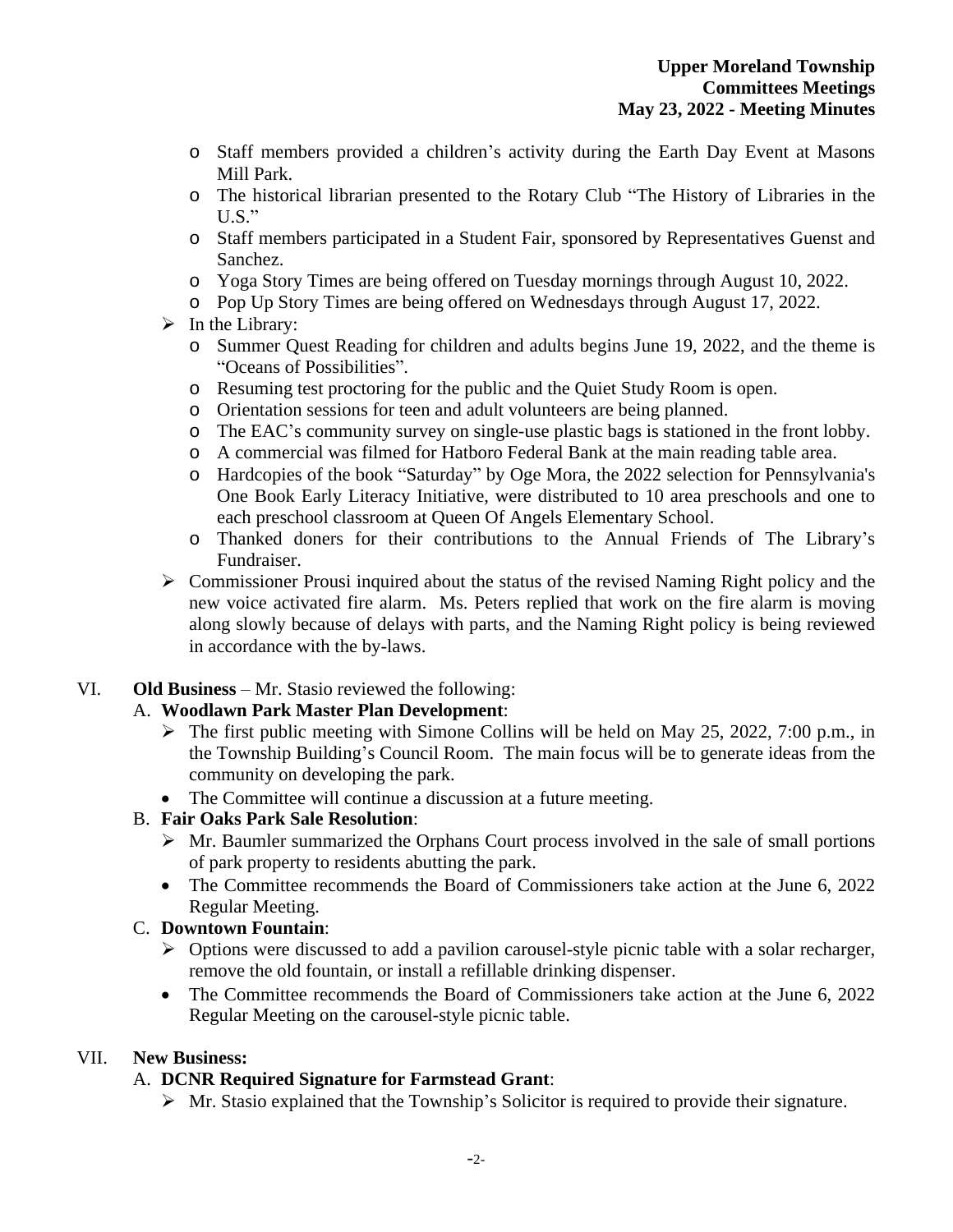- Staff members provided a children's activity during the Earth Day Event at Masons Mill Park.
    - The historical librarian presented to the Rotary Club "The History of Libraries in the U.S."
    - Staff members participated in a Student Fair, sponsored by Representatives Guenst and Sanchez.
    - Yoga Story Times are being offered on Tuesday mornings through August 10, 2022.
    - Pop Up Story Times are being offered on Wednesdays through August 17, 2022.
- In the Library:
    - Summer Quest Reading for children and adults begins June 19, 2022, and the theme is "Oceans of Possibilities".
    - Resuming test proctoring for the public and the Quiet Study Room is open.
    - Orientation sessions for teen and adult volunteers are being planned.
    - The EAC's community survey on single-use plastic bags is stationed in the front lobby.
    - A commercial was filmed for Hatboro Federal Bank at the main reading table area.
    - Hardcopies of the book "Saturday" by Oge Mora, the 2022 selection for Pennsylvania's One Book Early Literacy Initiative, were distributed to 10 area preschools and one to each preschool classroom at Queen Of Angels Elementary School.
    - Thanked doners for their contributions to the Annual Friends of The Library's Fundraiser.
- Commissioner Prousi inquired about the status of the revised Naming Right policy and the new voice activated fire alarm. Ms. Peters replied that work on the fire alarm is moving along slowly because of delays with parts, and the Naming Right policy is being reviewed in accordance with the by-laws.

VI. **Old Business** – Mr. Stasio reviewed the following:

A. **Woodlawn Park Master Plan Development**:

- The first public meeting with Simone Collins will be held on May 25, 2022, 7:00 p.m., in the Township Building's Council Room. The main focus will be to generate ideas from the community on developing the park.
- The Committee will continue a discussion at a future meeting.

B. **Fair Oaks Park Sale Resolution**:

- Mr. Baumler summarized the Orphans Court process involved in the sale of small portions of park property to residents abutting the park.
- The Committee recommends the Board of Commissioners take action at the June 6, 2022 Regular Meeting.

C. **Downtown Fountain**:

- Options were discussed to add a pavilion carousel-style picnic table with a solar recharger, remove the old fountain, or install a refillable drinking dispenser.
- The Committee recommends the Board of Commissioners take action at the June 6, 2022 Regular Meeting on the carousel-style picnic table.

VII. **New Business:**

A. **DCNR Required Signature for Farmstead Grant**:

- Mr. Stasio explained that the Township's Solicitor is required to provide their signature.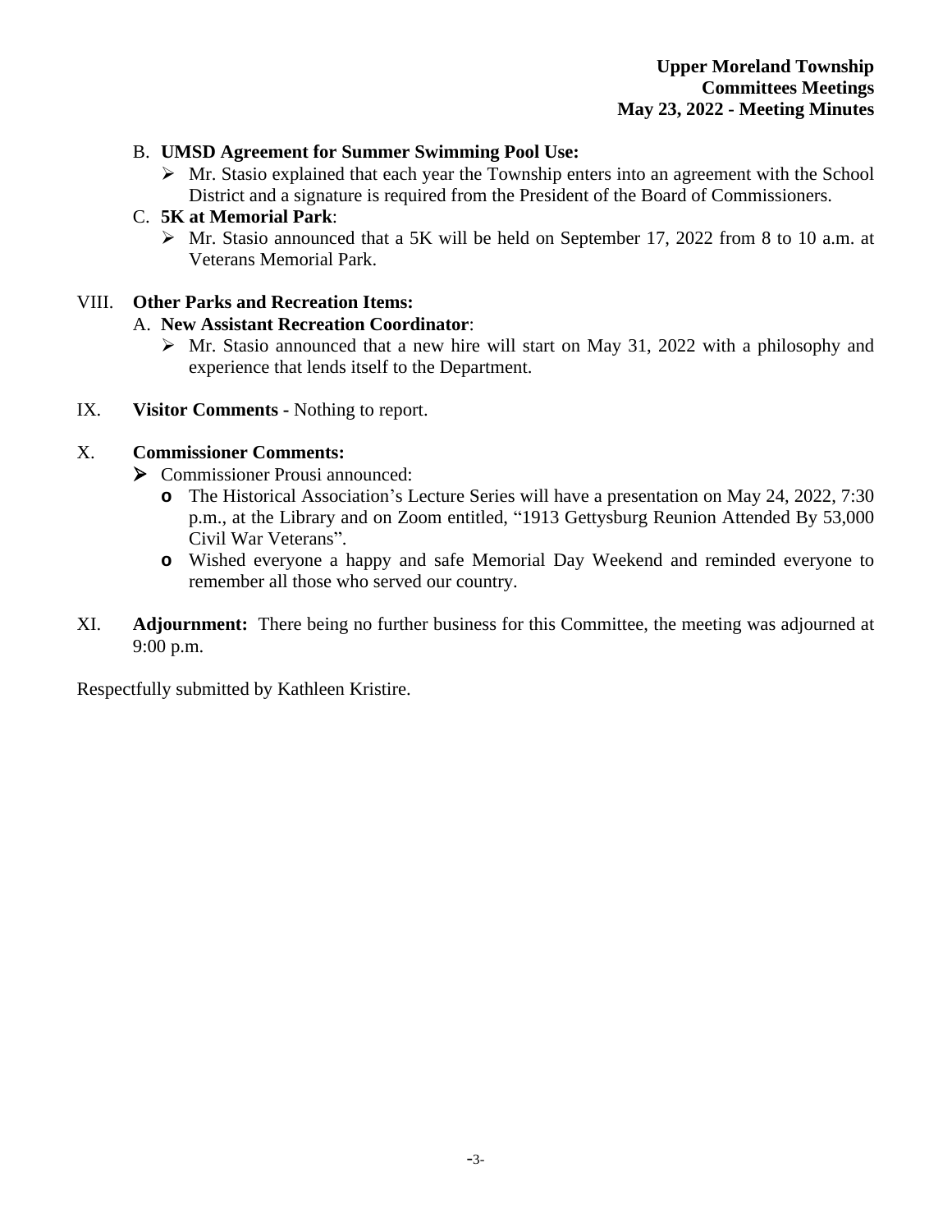B. **UMSD Agreement for Summer Swimming Pool Use:**
   - Mr. Stasio explained that each year the Township enters into an agreement with the School District and a signature is required from the President of the Board of Commissioners.

C. **5K at Memorial Park**:
   - Mr. Stasio announced that a 5K will be held on September 17, 2022 from 8 to 10 a.m. at Veterans Memorial Park.

VIII. **Other Parks and Recreation Items:**

A. **New Assistant Recreation Coordinator**:
   - Mr. Stasio announced that a new hire will start on May 31, 2022 with a philosophy and experience that lends itself to the Department.

IX. **Visitor Comments -** Nothing to report.

X. **Commissioner Comments:**

- Commissioner Prousi announced:
  - The Historical Association's Lecture Series will have a presentation on May 24, 2022, 7:30 p.m., at the Library and on Zoom entitled, "1913 Gettysburg Reunion Attended By 53,000 Civil War Veterans".
  - Wished everyone a happy and safe Memorial Day Weekend and reminded everyone to remember all those who served our country.

XI. **Adjournment:** There being no further business for this Committee, the meeting was adjourned at 9:00 p.m.

Respectfully submitted by Kathleen Kristire.